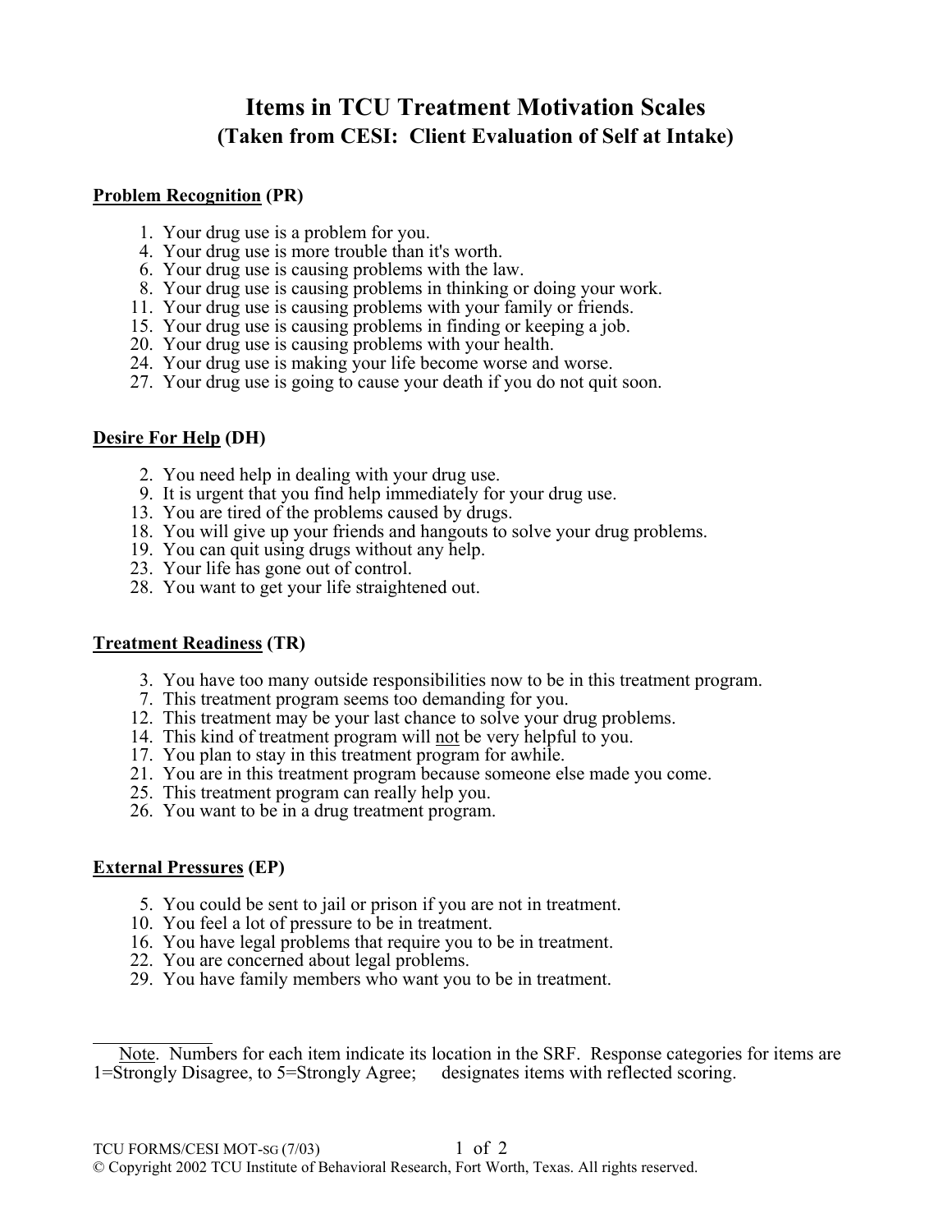# Items in TCU Treatment Motivation Scales
## (Taken from CESI: Client Evaluation of Self at Intake)

**<u>Problem Recognition</u> (PR)**

1. Your drug use is a problem for you.
4. Your drug use is more trouble than it's worth.
6. Your drug use is causing problems with the law.
8. Your drug use is causing problems in thinking or doing your work.
11. Your drug use is causing problems with your family or friends.
15. Your drug use is causing problems in finding or keeping a job.
20. Your drug use is causing problems with your health.
24. Your drug use is making your life become worse and worse.
27. Your drug use is going to cause your death if you do not quit soon.

**<u>Desire For Help</u> (DH)**

2. You need help in dealing with your drug use.
9. It is urgent that you find help immediately for your drug use.
13. You are tired of the problems caused by drugs.
18. You will give up your friends and hangouts to solve your drug problems.
19. You can quit using drugs without any help.
23. Your life has gone out of control.
28. You want to get your life straightened out.

**<u>Treatment Readiness</u> (TR)**

3. You have too many outside responsibilities now to be in this treatment program.
7. This treatment program seems too demanding for you.
12. This treatment may be your last chance to solve your drug problems.
14. This kind of treatment program will <u>not</u> be very helpful to you.
17. You plan to stay in this treatment program for awhile.
21. You are in this treatment program because someone else made you come.
25. This treatment program can really help you.
26. You want to be in a drug treatment program.

**<u>External Pressures</u> (EP)**

5. You could be sent to jail or prison if you are not in treatment.
10. You feel a lot of pressure to be in treatment.
16. You have legal problems that require you to be in treatment.
22. You are concerned about legal problems.
29. You have family members who want you to be in treatment.

---

<u>Note</u>. Numbers for each item indicate its location in the SRF. Response categories for items are 1=Strongly Disagree, to 5=Strongly Agree; designates items with reflected scoring.

TCU FORMS/CESI MOT-SG (7/03)

© Copyright 2002 TCU Institute of Behavioral Research, Fort Worth, Texas. All rights reserved.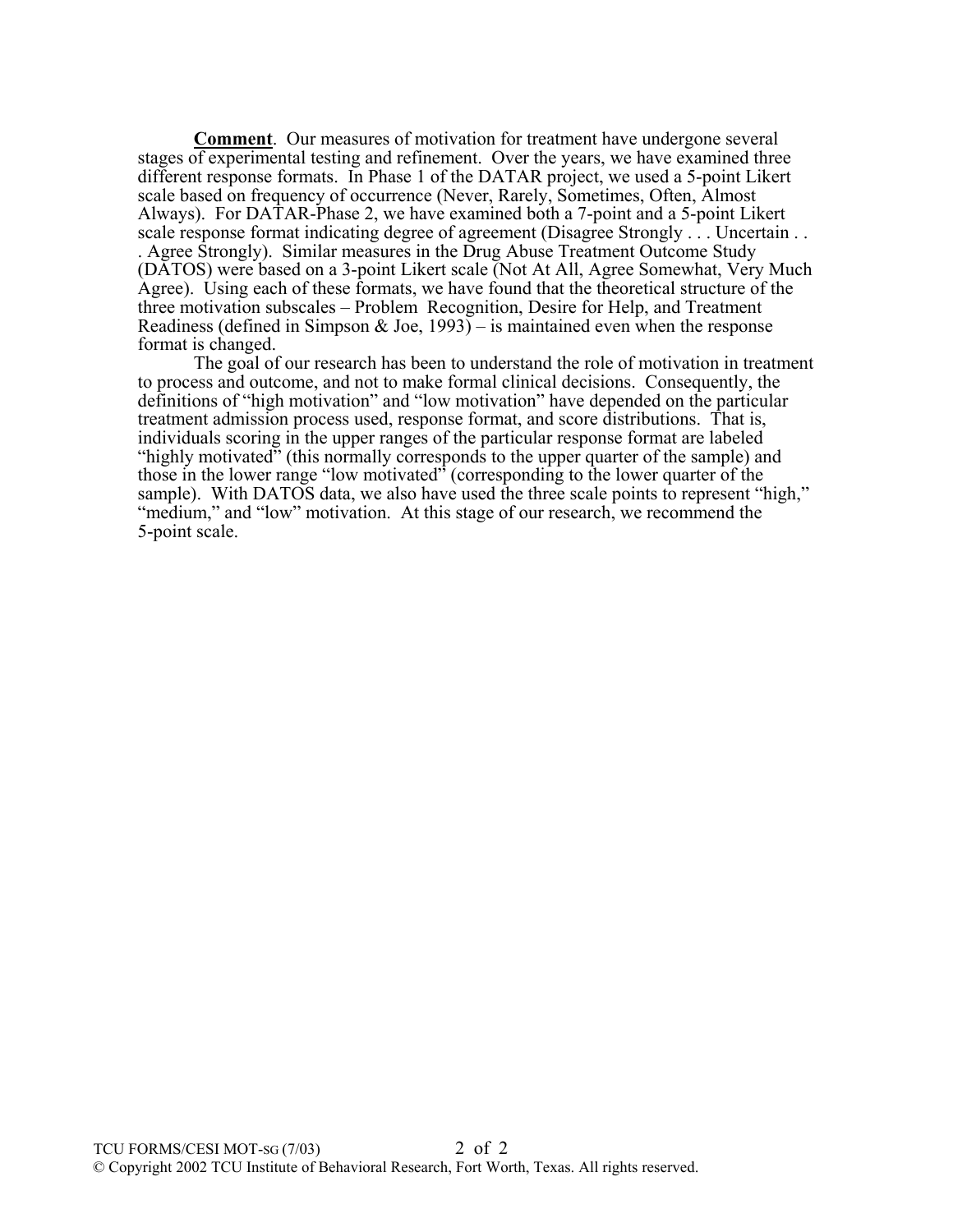**Comment**. Our measures of motivation for treatment have undergone several stages of experimental testing and refinement. Over the years, we have examined three different response formats. In Phase 1 of the DATAR project, we used a 5-point Likert scale based on frequency of occurrence (Never, Rarely, Sometimes, Often, Almost Always). For DATAR-Phase 2, we have examined both a 7-point and a 5-point Likert scale response format indicating degree of agreement (Disagree Strongly . . . Uncertain . . . Agree Strongly). Similar measures in the Drug Abuse Treatment Outcome Study (DATOS) were based on a 3-point Likert scale (Not At All, Agree Somewhat, Very Much Agree). Using each of these formats, we have found that the theoretical structure of the three motivation subscales – Problem Recognition, Desire for Help, and Treatment Readiness (defined in Simpson & Joe, 1993) – is maintained even when the response format is changed.

The goal of our research has been to understand the role of motivation in treatment to process and outcome, and not to make formal clinical decisions. Consequently, the definitions of "high motivation" and "low motivation" have depended on the particular treatment admission process used, response format, and score distributions. That is, individuals scoring in the upper ranges of the particular response format are labeled "highly motivated" (this normally corresponds to the upper quarter of the sample) and those in the lower range "low motivated" (corresponding to the lower quarter of the sample). With DATOS data, we also have used the three scale points to represent "high," "medium," and "low" motivation. At this stage of our research, we recommend the 5-point scale.